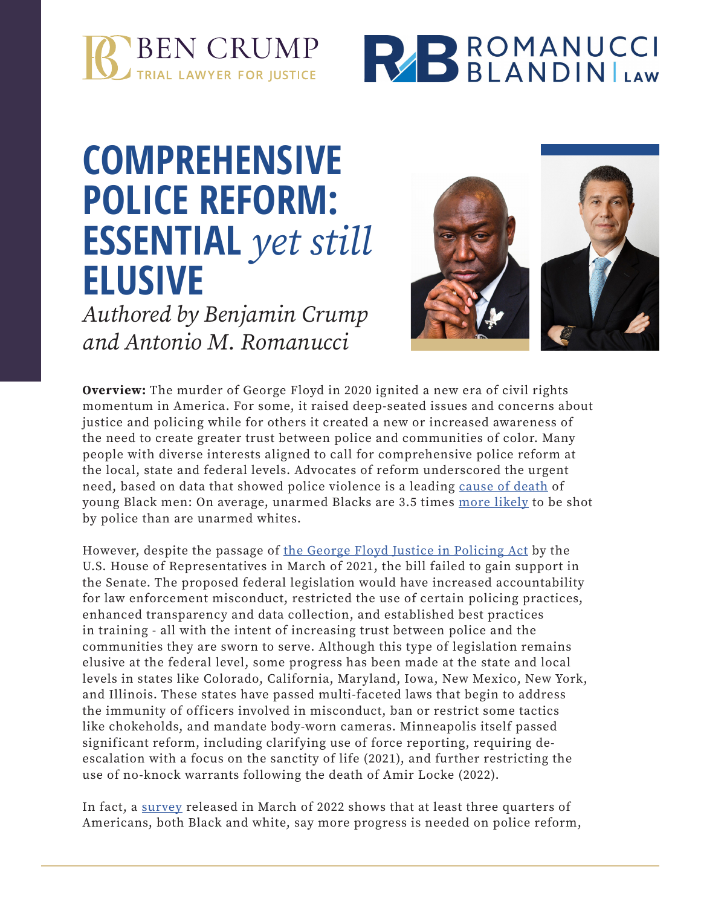BEN CRUMP
TRIAL LAWYER FOR JUSTICE

ROMANUCCI BLANDIN LAW

# COMPREHENSIVE POLICE REFORM: ESSENTIAL *yet still* ELUSIVE

*Authored by Benjamin Crump and Antonio M. Romanucci*

**Overview:** The murder of George Floyd in 2020 ignited a new era of civil rights momentum in America. For some, it raised deep-seated issues and concerns about justice and policing while for others it created a new or increased awareness of the need to create greater trust between police and communities of color. Many people with diverse interests aligned to call for comprehensive police reform at the local, state and federal levels. Advocates of reform underscored the urgent need, based on data that showed police violence is a leading cause of death of young Black men: On average, unarmed Blacks are 3.5 times more likely to be shot by police than are unarmed whites.

However, despite the passage of the George Floyd Justice in Policing Act by the U.S. House of Representatives in March of 2021, the bill failed to gain support in the Senate. The proposed federal legislation would have increased accountability for law enforcement misconduct, restricted the use of certain policing practices, enhanced transparency and data collection, and established best practices in training - all with the intent of increasing trust between police and the communities they are sworn to serve. Although this type of legislation remains elusive at the federal level, some progress has been made at the state and local levels in states like Colorado, California, Maryland, Iowa, New Mexico, New York, and Illinois. These states have passed multi-faceted laws that begin to address the immunity of officers involved in misconduct, ban or restrict some tactics like chokeholds, and mandate body-worn cameras. Minneapolis itself passed significant reform, including clarifying use of force reporting, requiring de-escalation with a focus on the sanctity of life (2021), and further restricting the use of no-knock warrants following the death of Amir Locke (2022).

In fact, a survey released in March of 2022 shows that at least three quarters of Americans, both Black and white, say more progress is needed on police reform,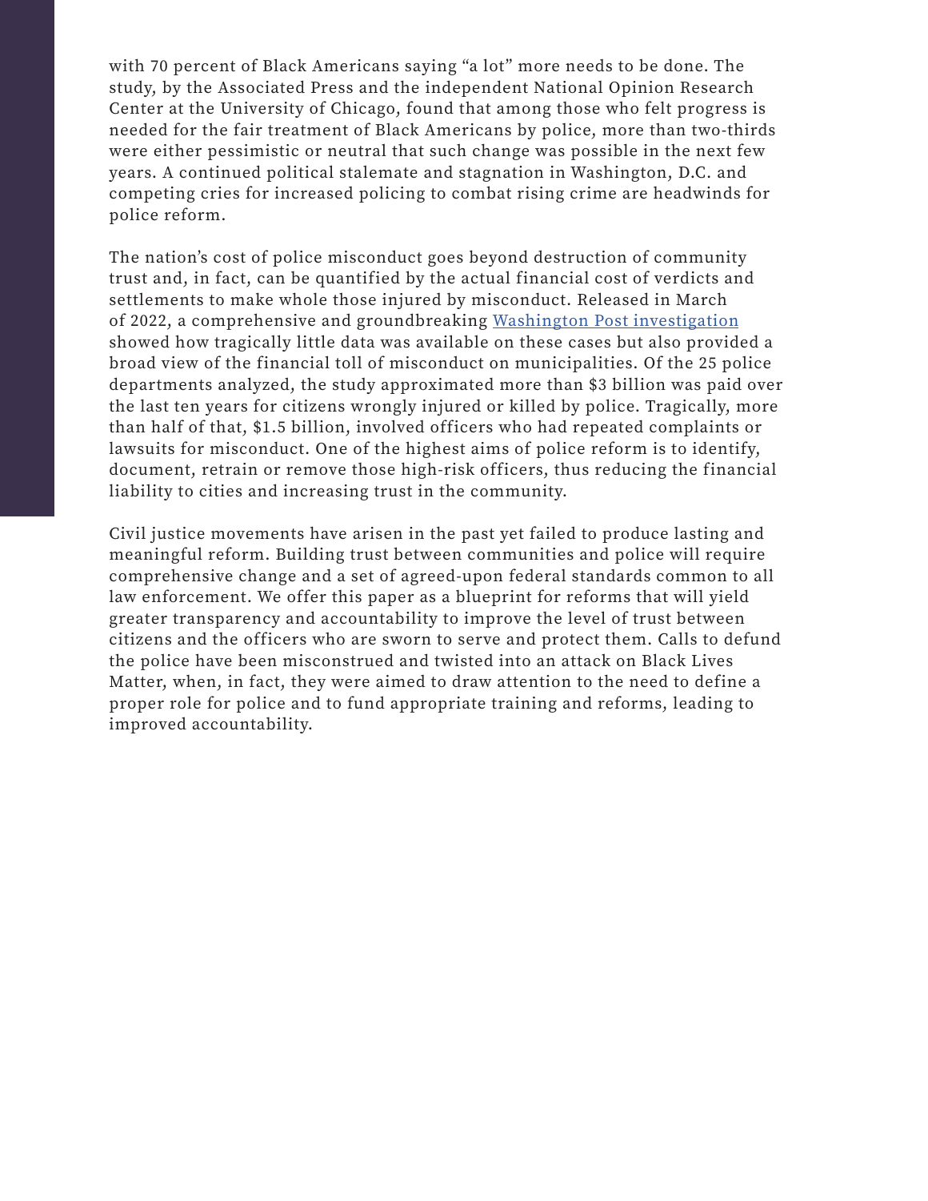with 70 percent of Black Americans saying “a lot” more needs to be done. The study, by the Associated Press and the independent National Opinion Research Center at the University of Chicago, found that among those who felt progress is needed for the fair treatment of Black Americans by police, more than two-thirds were either pessimistic or neutral that such change was possible in the next few years. A continued political stalemate and stagnation in Washington, D.C. and competing cries for increased policing to combat rising crime are headwinds for police reform.

The nation’s cost of police misconduct goes beyond destruction of community trust and, in fact, can be quantified by the actual financial cost of verdicts and settlements to make whole those injured by misconduct. Released in March of 2022, a comprehensive and groundbreaking [Washington Post investigation]() showed how tragically little data was available on these cases but also provided a broad view of the financial toll of misconduct on municipalities. Of the 25 police departments analyzed, the study approximated more than $3 billion was paid over the last ten years for citizens wrongly injured or killed by police. Tragically, more than half of that, $1.5 billion, involved officers who had repeated complaints or lawsuits for misconduct. One of the highest aims of police reform is to identify, document, retrain or remove those high-risk officers, thus reducing the financial liability to cities and increasing trust in the community.

Civil justice movements have arisen in the past yet failed to produce lasting and meaningful reform. Building trust between communities and police will require comprehensive change and a set of agreed-upon federal standards common to all law enforcement. We offer this paper as a blueprint for reforms that will yield greater transparency and accountability to improve the level of trust between citizens and the officers who are sworn to serve and protect them. Calls to defund the police have been misconstrued and twisted into an attack on Black Lives Matter, when, in fact, they were aimed to draw attention to the need to define a proper role for police and to fund appropriate training and reforms, leading to improved accountability.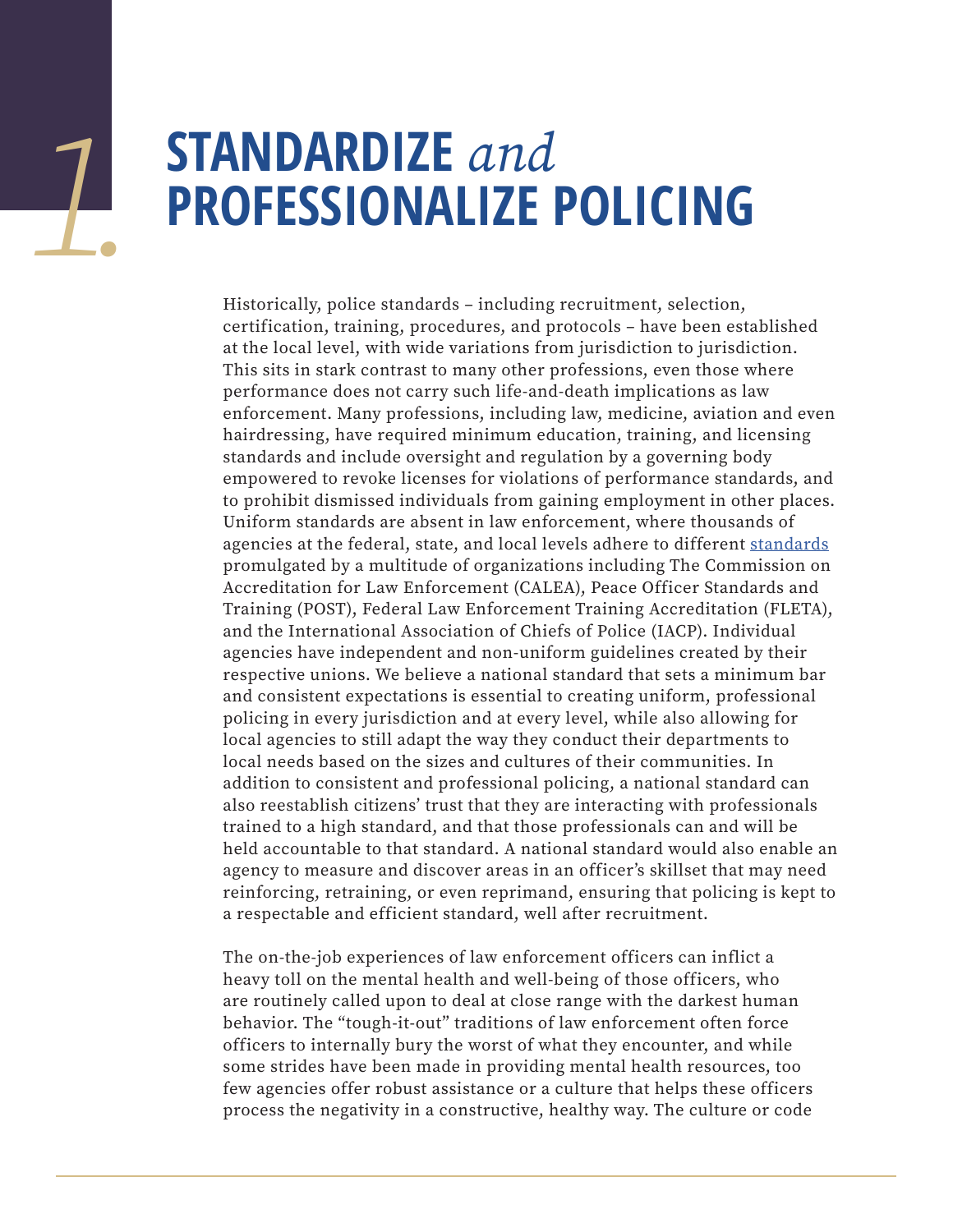# 1. STANDARDIZE *and* PROFESSIONALIZE POLICING

Historically, police standards – including recruitment, selection, certification, training, procedures, and protocols – have been established at the local level, with wide variations from jurisdiction to jurisdiction. This sits in stark contrast to many other professions, even those where performance does not carry such life-and-death implications as law enforcement. Many professions, including law, medicine, aviation and even hairdressing, have required minimum education, training, and licensing standards and include oversight and regulation by a governing body empowered to revoke licenses for violations of performance standards, and to prohibit dismissed individuals from gaining employment in other places. Uniform standards are absent in law enforcement, where thousands of agencies at the federal, state, and local levels adhere to different standards promulgated by a multitude of organizations including The Commission on Accreditation for Law Enforcement (CALEA), Peace Officer Standards and Training (POST), Federal Law Enforcement Training Accreditation (FLETA), and the International Association of Chiefs of Police (IACP). Individual agencies have independent and non-uniform guidelines created by their respective unions. We believe a national standard that sets a minimum bar and consistent expectations is essential to creating uniform, professional policing in every jurisdiction and at every level, while also allowing for local agencies to still adapt the way they conduct their departments to local needs based on the sizes and cultures of their communities. In addition to consistent and professional policing, a national standard can also reestablish citizens' trust that they are interacting with professionals trained to a high standard, and that those professionals can and will be held accountable to that standard. A national standard would also enable an agency to measure and discover areas in an officer's skillset that may need reinforcing, retraining, or even reprimand, ensuring that policing is kept to a respectable and efficient standard, well after recruitment.

The on-the-job experiences of law enforcement officers can inflict a heavy toll on the mental health and well-being of those officers, who are routinely called upon to deal at close range with the darkest human behavior. The "tough-it-out" traditions of law enforcement often force officers to internally bury the worst of what they encounter, and while some strides have been made in providing mental health resources, too few agencies offer robust assistance or a culture that helps these officers process the negativity in a constructive, healthy way. The culture or code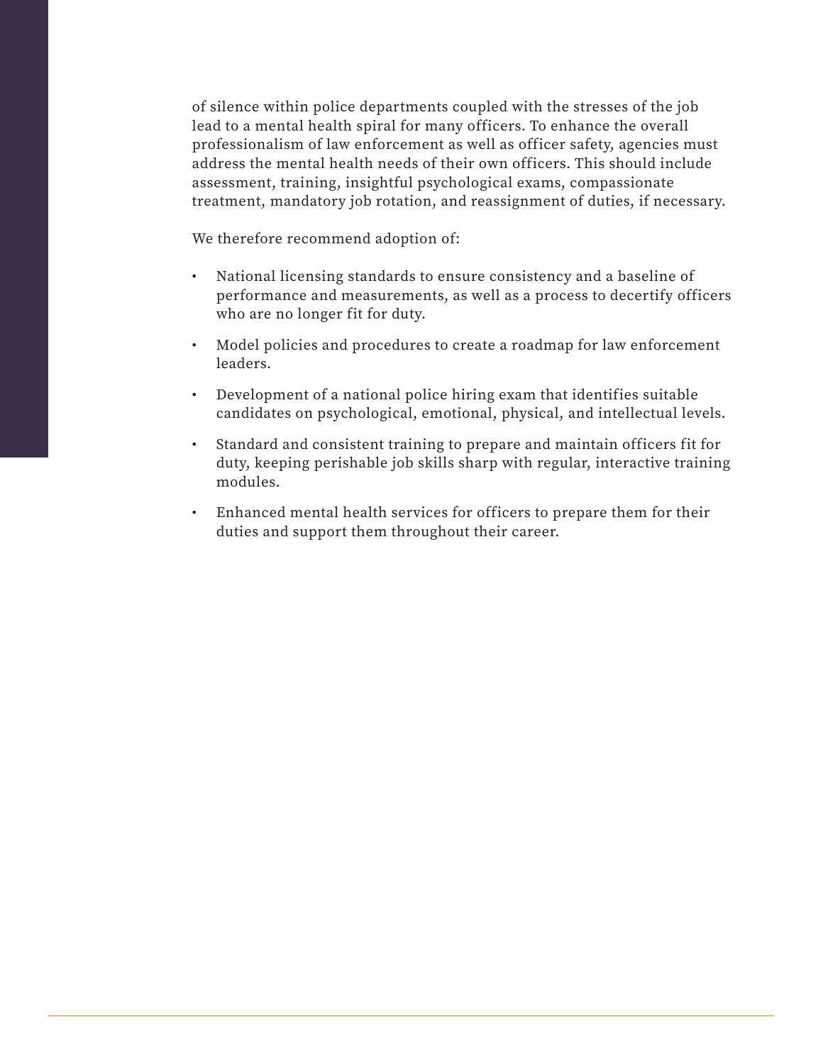of silence within police departments coupled with the stresses of the job lead to a mental health spiral for many officers. To enhance the overall professionalism of law enforcement as well as officer safety, agencies must address the mental health needs of their own officers. This should include assessment, training, insightful psychological exams, compassionate treatment, mandatory job rotation, and reassignment of duties, if necessary.

We therefore recommend adoption of:

- National licensing standards to ensure consistency and a baseline of performance and measurements, as well as a process to decertify officers who are no longer fit for duty.
- Model policies and procedures to create a roadmap for law enforcement leaders.
- Development of a national police hiring exam that identifies suitable candidates on psychological, emotional, physical, and intellectual levels.
- Standard and consistent training to prepare and maintain officers fit for duty, keeping perishable job skills sharp with regular, interactive training modules.
- Enhanced mental health services for officers to prepare them for their duties and support them throughout their career.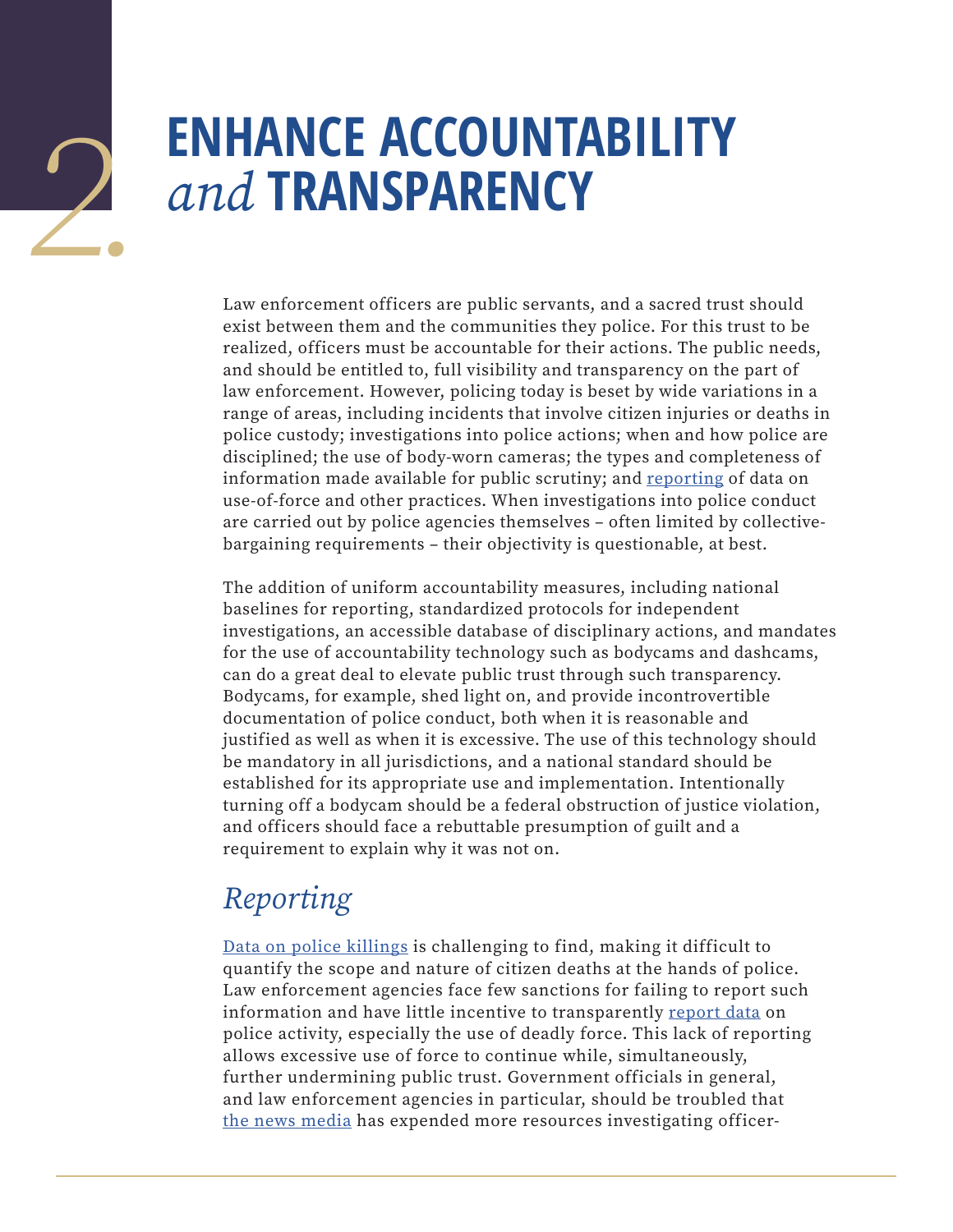# 2. ENHANCE ACCOUNTABILITY *and* TRANSPARENCY

Law enforcement officers are public servants, and a sacred trust should exist between them and the communities they police. For this trust to be realized, officers must be accountable for their actions. The public needs, and should be entitled to, full visibility and transparency on the part of law enforcement. However, policing today is beset by wide variations in a range of areas, including incidents that involve citizen injuries or deaths in police custody; investigations into police actions; when and how police are disciplined; the use of body-worn cameras; the types and completeness of information made available for public scrutiny; and reporting of data on use-of-force and other practices. When investigations into police conduct are carried out by police agencies themselves – often limited by collective-bargaining requirements – their objectivity is questionable, at best.

The addition of uniform accountability measures, including national baselines for reporting, standardized protocols for independent investigations, an accessible database of disciplinary actions, and mandates for the use of accountability technology such as bodycams and dashcams, can do a great deal to elevate public trust through such transparency. Bodycams, for example, shed light on, and provide incontrovertible documentation of police conduct, both when it is reasonable and justified as well as when it is excessive. The use of this technology should be mandatory in all jurisdictions, and a national standard should be established for its appropriate use and implementation. Intentionally turning off a bodycam should be a federal obstruction of justice violation, and officers should face a rebuttable presumption of guilt and a requirement to explain why it was not on.

## *Reporting*

Data on police killings is challenging to find, making it difficult to quantify the scope and nature of citizen deaths at the hands of police. Law enforcement agencies face few sanctions for failing to report such information and have little incentive to transparently report data on police activity, especially the use of deadly force. This lack of reporting allows excessive use of force to continue while, simultaneously, further undermining public trust. Government officials in general, and law enforcement agencies in particular, should be troubled that the news media has expended more resources investigating officer-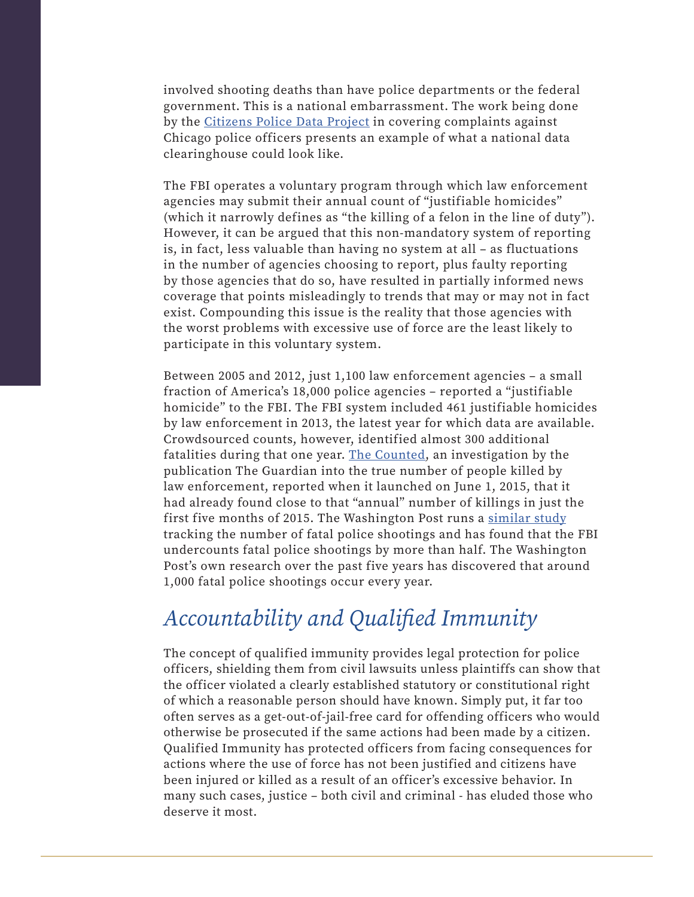involved shooting deaths than have police departments or the federal government. This is a national embarrassment. The work being done by the [Citizens Police Data Project] in covering complaints against Chicago police officers presents an example of what a national data clearinghouse could look like.

The FBI operates a voluntary program through which law enforcement agencies may submit their annual count of "justifiable homicides" (which it narrowly defines as "the killing of a felon in the line of duty"). However, it can be argued that this non-mandatory system of reporting is, in fact, less valuable than having no system at all – as fluctuations in the number of agencies choosing to report, plus faulty reporting by those agencies that do so, have resulted in partially informed news coverage that points misleadingly to trends that may or may not in fact exist. Compounding this issue is the reality that those agencies with the worst problems with excessive use of force are the least likely to participate in this voluntary system.

Between 2005 and 2012, just 1,100 law enforcement agencies – a small fraction of America's 18,000 police agencies – reported a "justifiable homicide" to the FBI. The FBI system included 461 justifiable homicides by law enforcement in 2013, the latest year for which data are available. Crowdsourced counts, however, identified almost 300 additional fatalities during that one year. [The Counted], an investigation by the publication The Guardian into the true number of people killed by law enforcement, reported when it launched on June 1, 2015, that it had already found close to that "annual" number of killings in just the first five months of 2015. The Washington Post runs a [similar study] tracking the number of fatal police shootings and has found that the FBI undercounts fatal police shootings by more than half. The Washington Post's own research over the past five years has discovered that around 1,000 fatal police shootings occur every year.

## *Accountability and Qualified Immunity*

The concept of qualified immunity provides legal protection for police officers, shielding them from civil lawsuits unless plaintiffs can show that the officer violated a clearly established statutory or constitutional right of which a reasonable person should have known. Simply put, it far too often serves as a get-out-of-jail-free card for offending officers who would otherwise be prosecuted if the same actions had been made by a citizen. Qualified Immunity has protected officers from facing consequences for actions where the use of force has not been justified and citizens have been injured or killed as a result of an officer's excessive behavior. In many such cases, justice – both civil and criminal - has eluded those who deserve it most.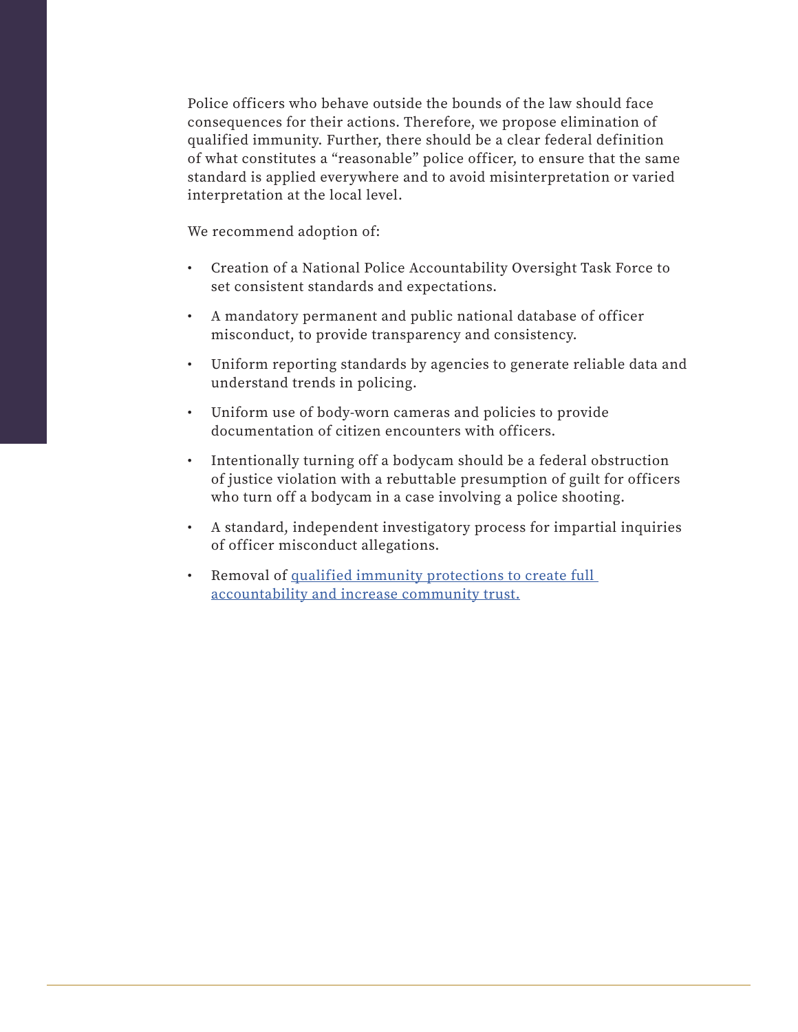Police officers who behave outside the bounds of the law should face consequences for their actions. Therefore, we propose elimination of qualified immunity. Further, there should be a clear federal definition of what constitutes a "reasonable" police officer, to ensure that the same standard is applied everywhere and to avoid misinterpretation or varied interpretation at the local level.

We recommend adoption of:

- Creation of a National Police Accountability Oversight Task Force to set consistent standards and expectations.
- A mandatory permanent and public national database of officer misconduct, to provide transparency and consistency.
- Uniform reporting standards by agencies to generate reliable data and understand trends in policing.
- Uniform use of body-worn cameras and policies to provide documentation of citizen encounters with officers.
- Intentionally turning off a bodycam should be a federal obstruction of justice violation with a rebuttable presumption of guilt for officers who turn off a bodycam in a case involving a police shooting.
- A standard, independent investigatory process for impartial inquiries of officer misconduct allegations.
- Removal of qualified immunity protections to create full accountability and increase community trust.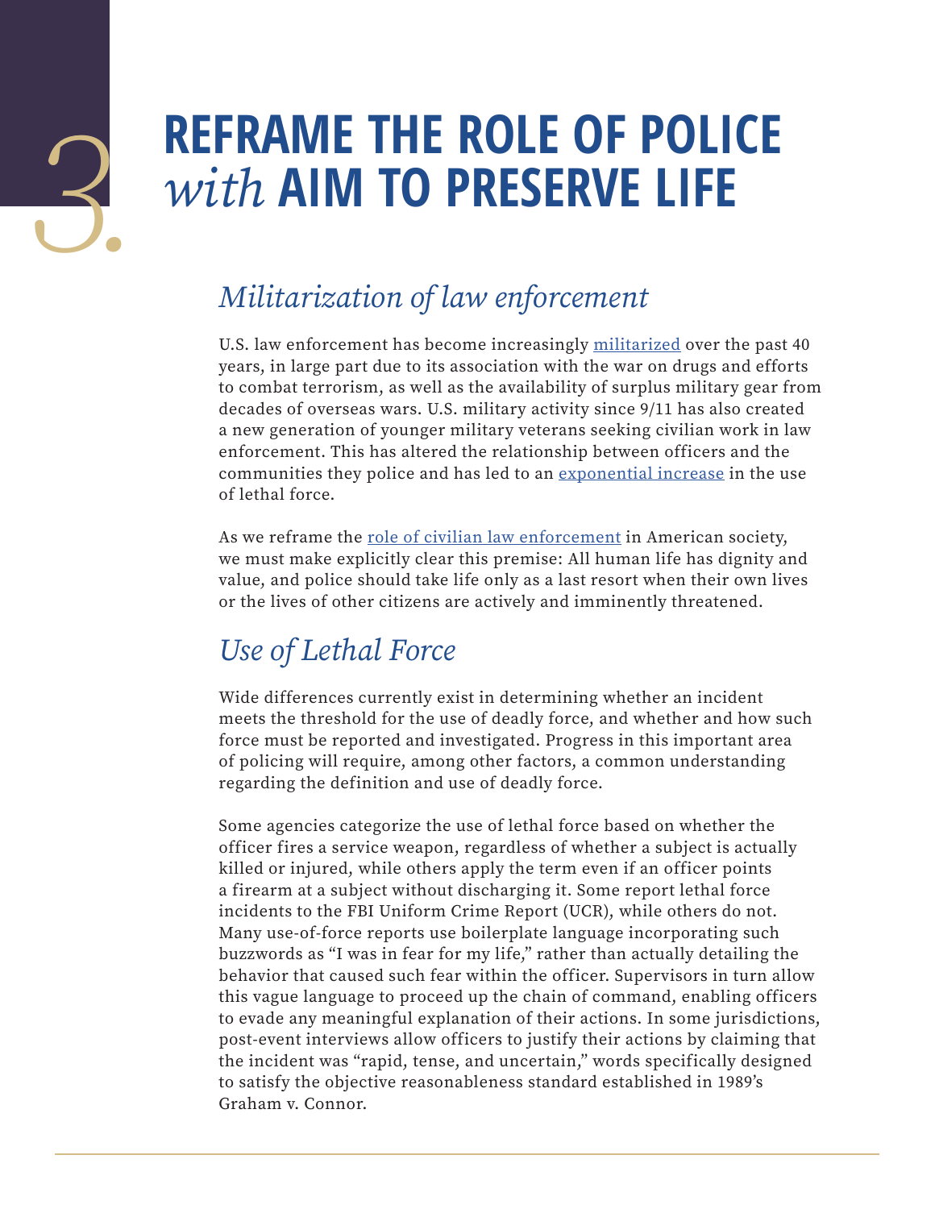# 3. REFRAME THE ROLE OF POLICE *with* AIM TO PRESERVE LIFE

## *Militarization of law enforcement*

U.S. law enforcement has become increasingly militarized over the past 40 years, in large part due to its association with the war on drugs and efforts to combat terrorism, as well as the availability of surplus military gear from decades of overseas wars. U.S. military activity since 9/11 has also created a new generation of younger military veterans seeking civilian work in law enforcement. This has altered the relationship between officers and the communities they police and has led to an exponential increase in the use of lethal force.

As we reframe the role of civilian law enforcement in American society, we must make explicitly clear this premise: All human life has dignity and value, and police should take life only as a last resort when their own lives or the lives of other citizens are actively and imminently threatened.

## *Use of Lethal Force*

Wide differences currently exist in determining whether an incident meets the threshold for the use of deadly force, and whether and how such force must be reported and investigated. Progress in this important area of policing will require, among other factors, a common understanding regarding the definition and use of deadly force.

Some agencies categorize the use of lethal force based on whether the officer fires a service weapon, regardless of whether a subject is actually killed or injured, while others apply the term even if an officer points a firearm at a subject without discharging it. Some report lethal force incidents to the FBI Uniform Crime Report (UCR), while others do not. Many use-of-force reports use boilerplate language incorporating such buzzwords as "I was in fear for my life," rather than actually detailing the behavior that caused such fear within the officer. Supervisors in turn allow this vague language to proceed up the chain of command, enabling officers to evade any meaningful explanation of their actions. In some jurisdictions, post-event interviews allow officers to justify their actions by claiming that the incident was "rapid, tense, and uncertain," words specifically designed to satisfy the objective reasonableness standard established in 1989's Graham v. Connor.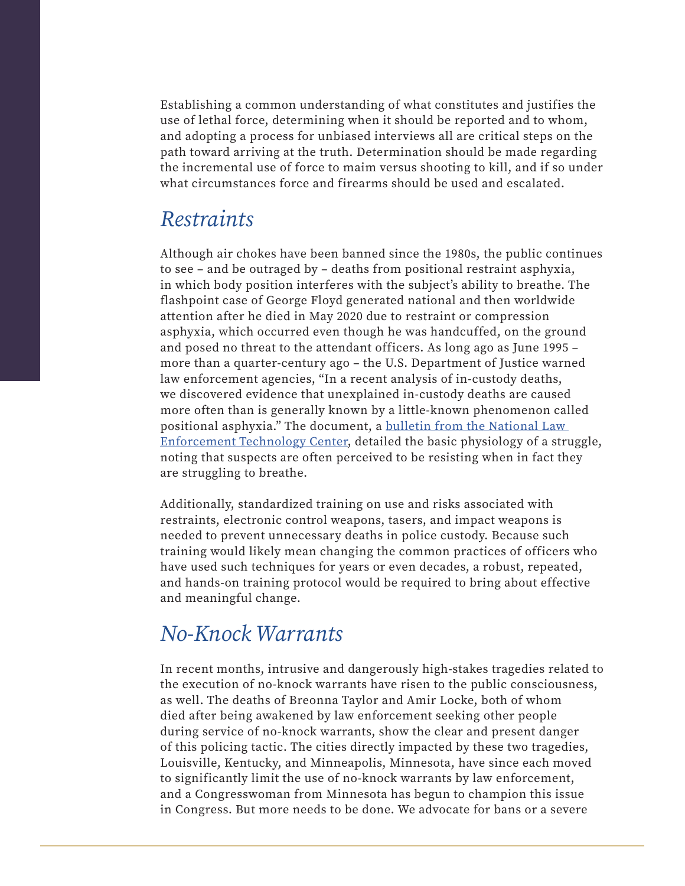Establishing a common understanding of what constitutes and justifies the use of lethal force, determining when it should be reported and to whom, and adopting a process for unbiased interviews all are critical steps on the path toward arriving at the truth. Determination should be made regarding the incremental use of force to maim versus shooting to kill, and if so under what circumstances force and firearms should be used and escalated.

## *Restraints*

Although air chokes have been banned since the 1980s, the public continues to see – and be outraged by – deaths from positional restraint asphyxia, in which body position interferes with the subject's ability to breathe. The flashpoint case of George Floyd generated national and then worldwide attention after he died in May 2020 due to restraint or compression asphyxia, which occurred even though he was handcuffed, on the ground and posed no threat to the attendant officers. As long ago as June 1995 – more than a quarter-century ago – the U.S. Department of Justice warned law enforcement agencies, "In a recent analysis of in-custody deaths, we discovered evidence that unexplained in-custody deaths are caused more often than is generally known by a little-known phenomenon called positional asphyxia." The document, a bulletin from the National Law Enforcement Technology Center, detailed the basic physiology of a struggle, noting that suspects are often perceived to be resisting when in fact they are struggling to breathe.

Additionally, standardized training on use and risks associated with restraints, electronic control weapons, tasers, and impact weapons is needed to prevent unnecessary deaths in police custody. Because such training would likely mean changing the common practices of officers who have used such techniques for years or even decades, a robust, repeated, and hands-on training protocol would be required to bring about effective and meaningful change.

## *No-Knock Warrants*

In recent months, intrusive and dangerously high-stakes tragedies related to the execution of no-knock warrants have risen to the public consciousness, as well. The deaths of Breonna Taylor and Amir Locke, both of whom died after being awakened by law enforcement seeking other people during service of no-knock warrants, show the clear and present danger of this policing tactic. The cities directly impacted by these two tragedies, Louisville, Kentucky, and Minneapolis, Minnesota, have since each moved to significantly limit the use of no-knock warrants by law enforcement, and a Congresswoman from Minnesota has begun to champion this issue in Congress. But more needs to be done. We advocate for bans or a severe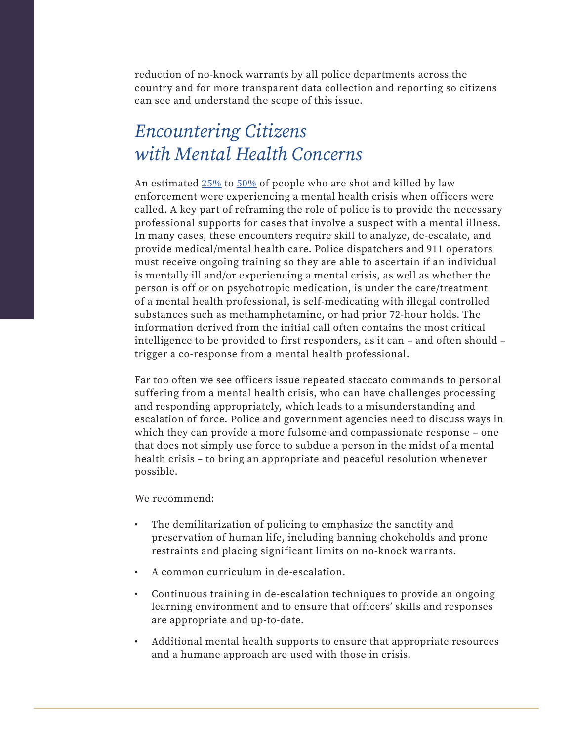reduction of no-knock warrants by all police departments across the country and for more transparent data collection and reporting so citizens can see and understand the scope of this issue.

## *Encountering Citizens with Mental Health Concerns*

An estimated 25% to 50% of people who are shot and killed by law enforcement were experiencing a mental health crisis when officers were called. A key part of reframing the role of police is to provide the necessary professional supports for cases that involve a suspect with a mental illness. In many cases, these encounters require skill to analyze, de-escalate, and provide medical/mental health care. Police dispatchers and 911 operators must receive ongoing training so they are able to ascertain if an individual is mentally ill and/or experiencing a mental crisis, as well as whether the person is off or on psychotropic medication, is under the care/treatment of a mental health professional, is self-medicating with illegal controlled substances such as methamphetamine, or had prior 72-hour holds. The information derived from the initial call often contains the most critical intelligence to be provided to first responders, as it can – and often should – trigger a co-response from a mental health professional.

Far too often we see officers issue repeated staccato commands to personal suffering from a mental health crisis, who can have challenges processing and responding appropriately, which leads to a misunderstanding and escalation of force. Police and government agencies need to discuss ways in which they can provide a more fulsome and compassionate response – one that does not simply use force to subdue a person in the midst of a mental health crisis – to bring an appropriate and peaceful resolution whenever possible.

We recommend:

- The demilitarization of policing to emphasize the sanctity and preservation of human life, including banning chokeholds and prone restraints and placing significant limits on no-knock warrants.
- A common curriculum in de-escalation.
- Continuous training in de-escalation techniques to provide an ongoing learning environment and to ensure that officers' skills and responses are appropriate and up-to-date.
- Additional mental health supports to ensure that appropriate resources and a humane approach are used with those in crisis.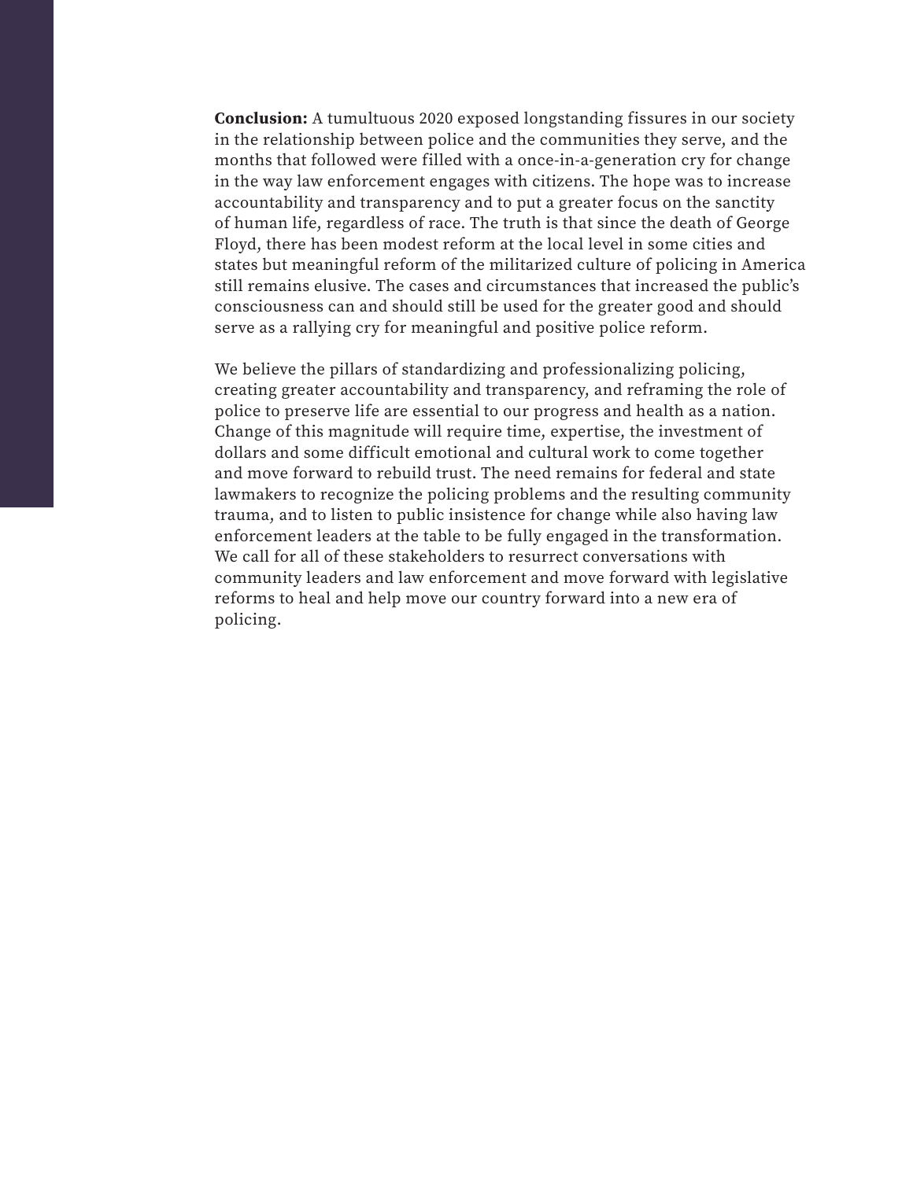**Conclusion:** A tumultuous 2020 exposed longstanding fissures in our society in the relationship between police and the communities they serve, and the months that followed were filled with a once-in-a-generation cry for change in the way law enforcement engages with citizens. The hope was to increase accountability and transparency and to put a greater focus on the sanctity of human life, regardless of race. The truth is that since the death of George Floyd, there has been modest reform at the local level in some cities and states but meaningful reform of the militarized culture of policing in America still remains elusive. The cases and circumstances that increased the public's consciousness can and should still be used for the greater good and should serve as a rallying cry for meaningful and positive police reform.

We believe the pillars of standardizing and professionalizing policing, creating greater accountability and transparency, and reframing the role of police to preserve life are essential to our progress and health as a nation. Change of this magnitude will require time, expertise, the investment of dollars and some difficult emotional and cultural work to come together and move forward to rebuild trust. The need remains for federal and state lawmakers to recognize the policing problems and the resulting community trauma, and to listen to public insistence for change while also having law enforcement leaders at the table to be fully engaged in the transformation. We call for all of these stakeholders to resurrect conversations with community leaders and law enforcement and move forward with legislative reforms to heal and help move our country forward into a new era of policing.